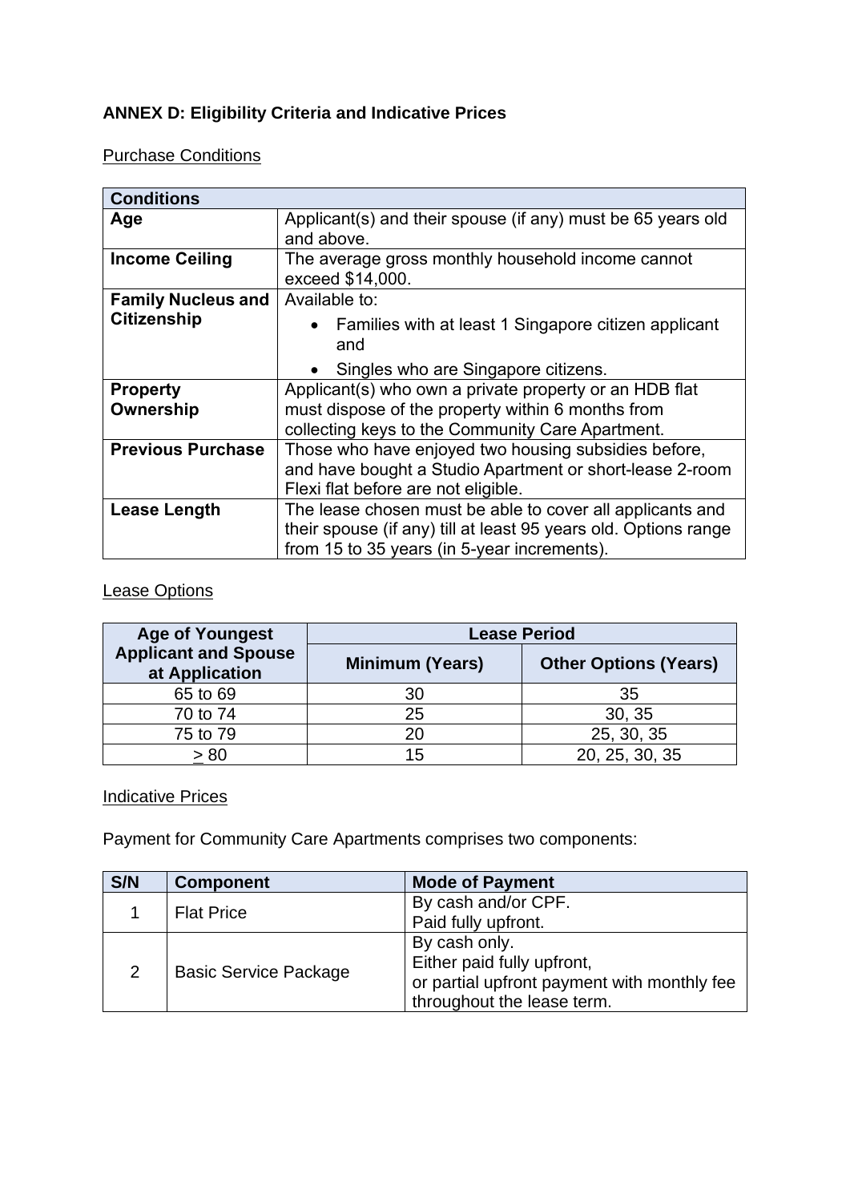## ANNEX D: Eligibility Criteria and Indicative Prices

Purchase Conditions

| Conditions | |
|---|---|
| **Age** | Applicant(s) and their spouse (if any) must be 65 years old and above. |
| **Income Ceiling** | The average gross monthly household income cannot exceed $14,000. |
| **Family Nucleus and Citizenship** | Available to: <br>• Families with at least 1 Singapore citizen applicant and <br>• Singles who are Singapore citizens. |
| **Property Ownership** | Applicant(s) who own a private property or an HDB flat must dispose of the property within 6 months from collecting keys to the Community Care Apartment. |
| **Previous Purchase** | Those who have enjoyed two housing subsidies before, and have bought a Studio Apartment or short-lease 2-room Flexi flat before are not eligible. |
| **Lease Length** | The lease chosen must be able to cover all applicants and their spouse (if any) till at least 95 years old. Options range from 15 to 35 years (in 5-year increments). |

Lease Options

| Age of Youngest Applicant and Spouse at Application | Lease Period | |
|---|---|---|
| | Minimum (Years) | Other Options (Years) |
| 65 to 69 | 30 | 35 |
| 70 to 74 | 25 | 30, 35 |
| 75 to 79 | 20 | 25, 30, 35 |
| ≥ 80 | 15 | 20, 25, 30, 35 |

Indicative Prices

Payment for Community Care Apartments comprises two components:

| S/N | Component | Mode of Payment |
|---|---|---|
| 1 | Flat Price | By cash and/or CPF.<br>Paid fully upfront. |
| 2 | Basic Service Package | By cash only.<br>Either paid fully upfront,<br>or partial upfront payment with monthly fee throughout the lease term. |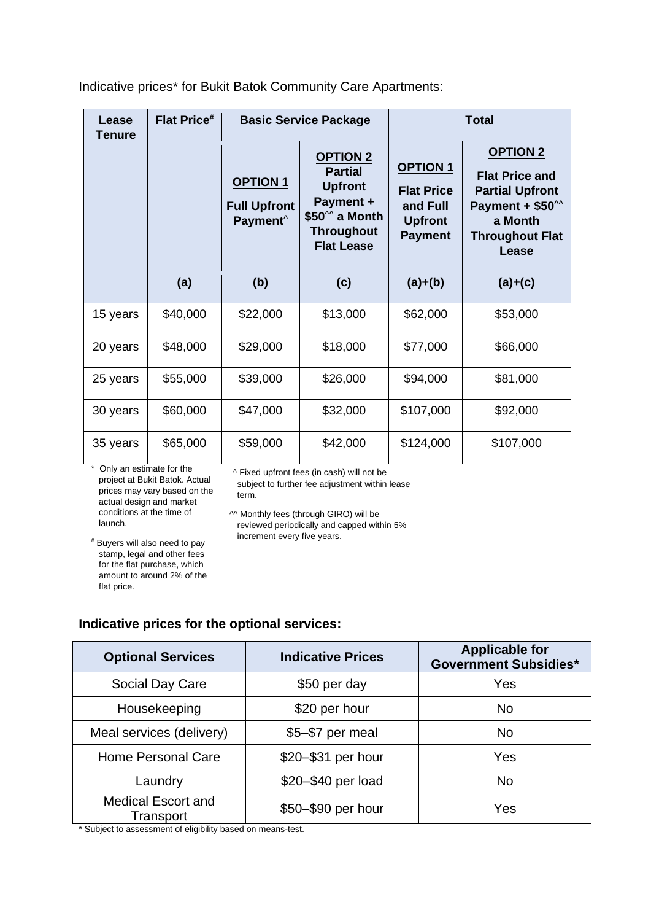Indicative prices* for Bukit Batok Community Care Apartments:

| Lease Tenure | Flat Price# | Basic Service Package | | Total | |
|---|---|---|---|---|---|
| | | **OPTION 1** Full Upfront Payment^ | **OPTION 2** Partial Upfront Payment + $50^^ a Month Throughout Flat Lease | **OPTION 1** Flat Price and Full Upfront Payment | **OPTION 2** Flat Price and Partial Upfront Payment + $50^^ a Month Throughout Flat Lease |
| | (a) | (b) | (c) | (a)+(b) | (a)+(c) |
| 15 years | $40,000 | $22,000 | $13,000 | $62,000 | $53,000 |
| 20 years | $48,000 | $29,000 | $18,000 | $77,000 | $66,000 |
| 25 years | $55,000 | $39,000 | $26,000 | $94,000 | $81,000 |
| 30 years | $60,000 | $47,000 | $32,000 | $107,000 | $92,000 |
| 35 years | $65,000 | $59,000 | $42,000 | $124,000 | $107,000 |

\* Only an estimate for the project at Bukit Batok. Actual prices may vary based on the actual design and market conditions at the time of launch.

\# Buyers will also need to pay stamp, legal and other fees for the flat purchase, which amount to around 2% of the flat price.

^ Fixed upfront fees (in cash) will not be subject to further fee adjustment within lease term.

^^ Monthly fees (through GIRO) will be reviewed periodically and capped within 5% increment every five years.

**Indicative prices for the optional services:**

| Optional Services | Indicative Prices | Applicable for Government Subsidies* |
|---|---|---|
| Social Day Care | $50 per day | Yes |
| Housekeeping | $20 per hour | No |
| Meal services (delivery) | $5–$7 per meal | No |
| Home Personal Care | $20–$31 per hour | Yes |
| Laundry | $20–$40 per load | No |
| Medical Escort and Transport | $50–$90 per hour | Yes |

\* Subject to assessment of eligibility based on means-test.